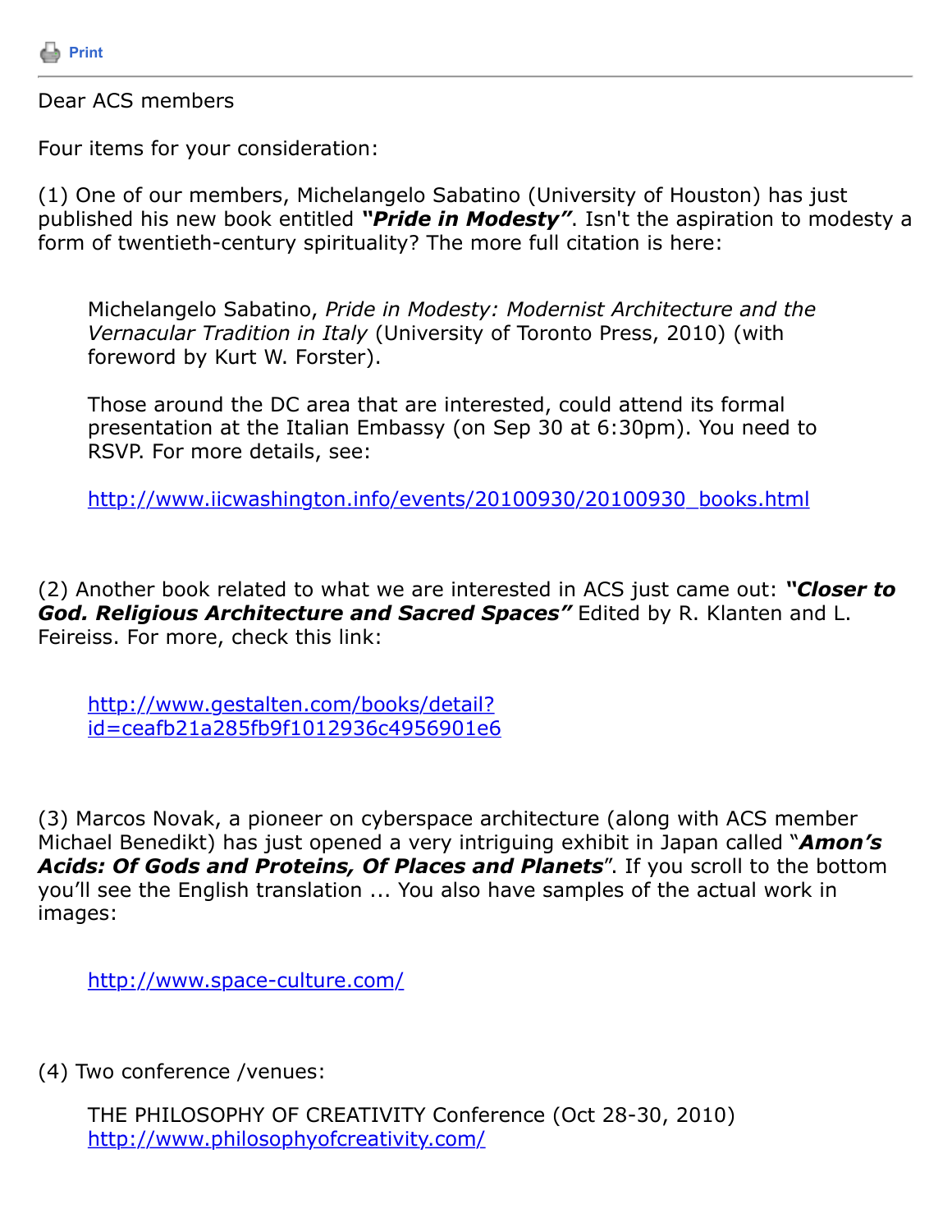Print

---

Dear ACS members

Four items for your consideration:

(1) One of our members, Michelangelo Sabatino (University of Houston) has just published his new book entitled ***"Pride in Modesty"***. Isn't the aspiration to modesty a form of twentieth-century spirituality? The more full citation is here:

> Michelangelo Sabatino, *Pride in Modesty: Modernist Architecture and the Vernacular Tradition in Italy* (University of Toronto Press, 2010) (with foreword by Kurt W. Forster).
>
> Those around the DC area that are interested, could attend its formal presentation at the Italian Embassy (on Sep 30 at 6:30pm). You need to RSVP. For more details, see:
>
> http://www.iicwashington.info/events/20100930/20100930_books.html

(2) Another book related to what we are interested in ACS just came out: ***"Closer to God. Religious Architecture and Sacred Spaces"*** Edited by R. Klanten and L. Feireiss. For more, check this link:

> http://www.gestalten.com/books/detail?id=ceafb21a285fb9f1012936c4956901e6

(3) Marcos Novak, a pioneer on cyberspace architecture (along with ACS member Michael Benedikt) has just opened a very intriguing exhibit in Japan called "***Amon's Acids: Of Gods and Proteins, Of Places and Planets***". If you scroll to the bottom you'll see the English translation ... You also have samples of the actual work in images:

> http://www.space-culture.com/

(4) Two conference /venues:

> THE PHILOSOPHY OF CREATIVITY Conference (Oct 28-30, 2010)
> http://www.philosophyofcreativity.com/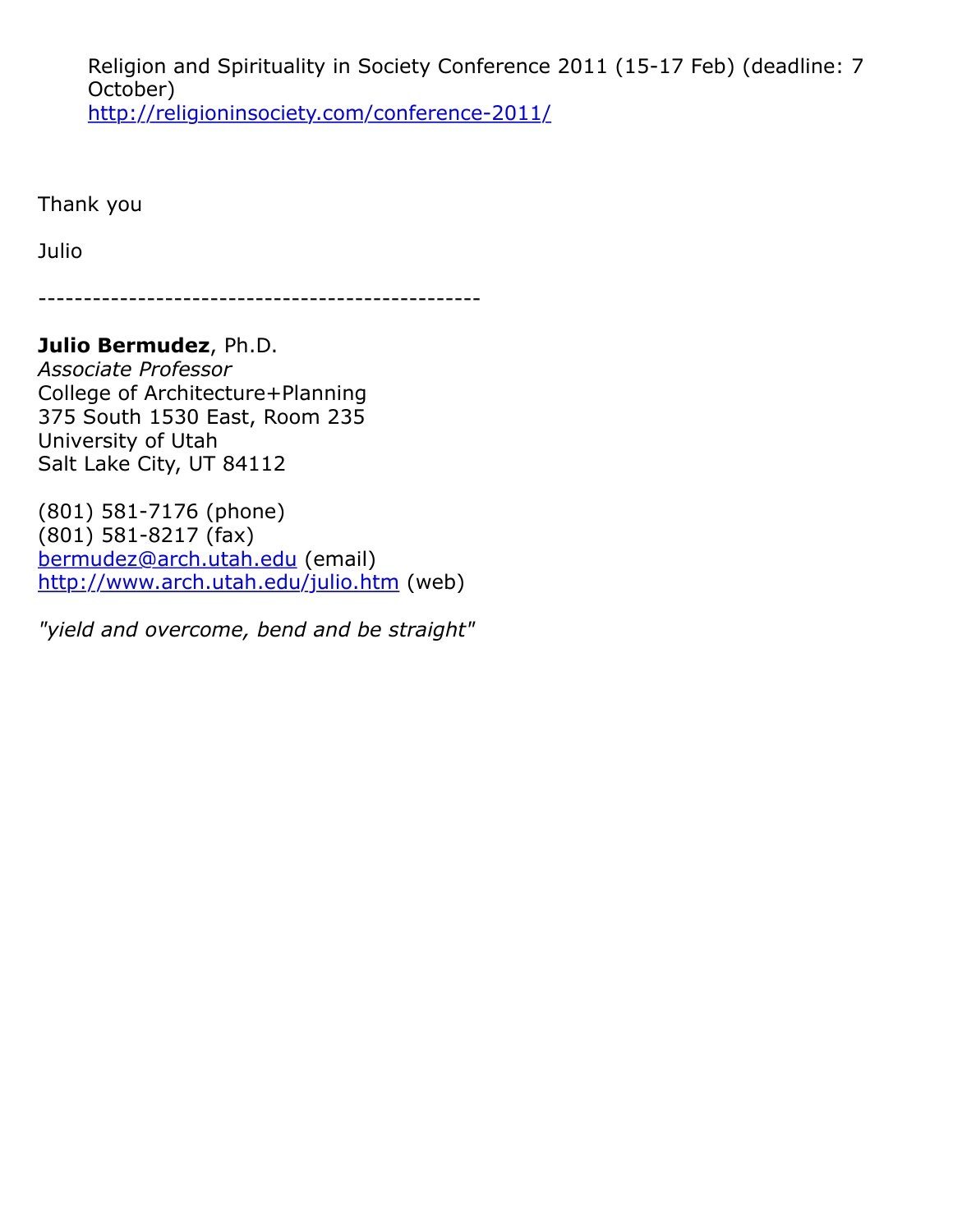Religion and Spirituality in Society Conference 2011 (15-17 Feb) (deadline: 7 October)
http://religioninsociety.com/conference-2011/

Thank you

Julio

--------------------------------------------------

**Julio Bermudez**, Ph.D.
*Associate Professor*
College of Architecture+Planning
375 South 1530 East, Room 235
University of Utah
Salt Lake City, UT 84112

(801) 581-7176 (phone)
(801) 581-8217 (fax)
bermudez@arch.utah.edu (email)
http://www.arch.utah.edu/julio.htm (web)

*"yield and overcome, bend and be straight"*